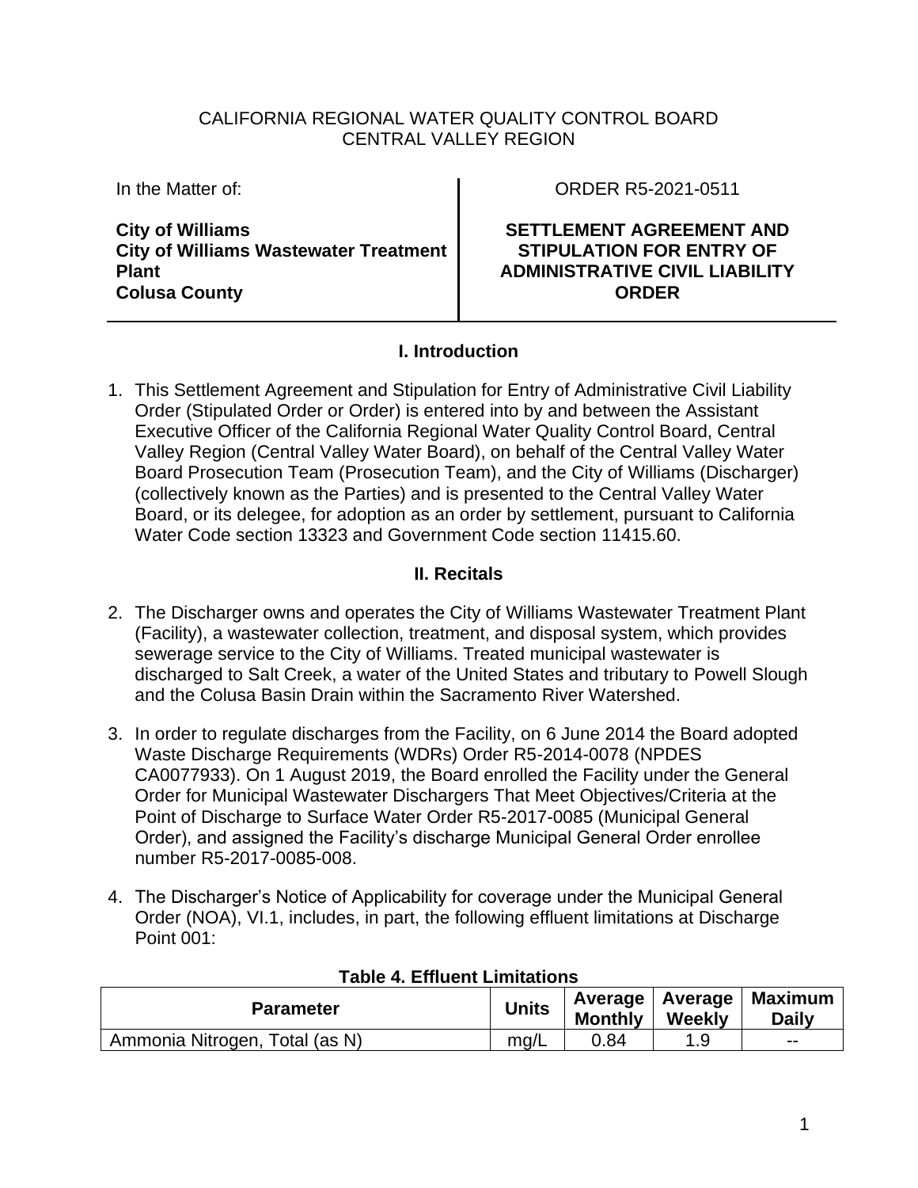CALIFORNIA REGIONAL WATER QUALITY CONTROL BOARD
CENTRAL VALLEY REGION

| In the Matter of: | ORDER R5-2021-0511 |
| --- | --- |
| **City of Williams**<br>**City of Williams Wastewater Treatment Plant**<br>**Colusa County** | **SETTLEMENT AGREEMENT AND STIPULATION FOR ENTRY OF ADMINISTRATIVE CIVIL LIABILITY ORDER** |

## I. Introduction

1. This Settlement Agreement and Stipulation for Entry of Administrative Civil Liability Order (Stipulated Order or Order) is entered into by and between the Assistant Executive Officer of the California Regional Water Quality Control Board, Central Valley Region (Central Valley Water Board), on behalf of the Central Valley Water Board Prosecution Team (Prosecution Team), and the City of Williams (Discharger) (collectively known as the Parties) and is presented to the Central Valley Water Board, or its delegee, for adoption as an order by settlement, pursuant to California Water Code section 13323 and Government Code section 11415.60.

## II. Recitals

2. The Discharger owns and operates the City of Williams Wastewater Treatment Plant (Facility), a wastewater collection, treatment, and disposal system, which provides sewerage service to the City of Williams. Treated municipal wastewater is discharged to Salt Creek, a water of the United States and tributary to Powell Slough and the Colusa Basin Drain within the Sacramento River Watershed.

3. In order to regulate discharges from the Facility, on 6 June 2014 the Board adopted Waste Discharge Requirements (WDRs) Order R5-2014-0078 (NPDES CA0077933). On 1 August 2019, the Board enrolled the Facility under the General Order for Municipal Wastewater Dischargers That Meet Objectives/Criteria at the Point of Discharge to Surface Water Order R5-2017-0085 (Municipal General Order), and assigned the Facility's discharge Municipal General Order enrollee number R5-2017-0085-008.

4. The Discharger's Notice of Applicability for coverage under the Municipal General Order (NOA), VI.1, includes, in part, the following effluent limitations at Discharge Point 001:

**Table 4. Effluent Limitations**

| Parameter | Units | Average Monthly | Average Weekly | Maximum Daily |
| --- | --- | --- | --- | --- |
| Ammonia Nitrogen, Total (as N) | mg/L | 0.84 | 1.9 | -- |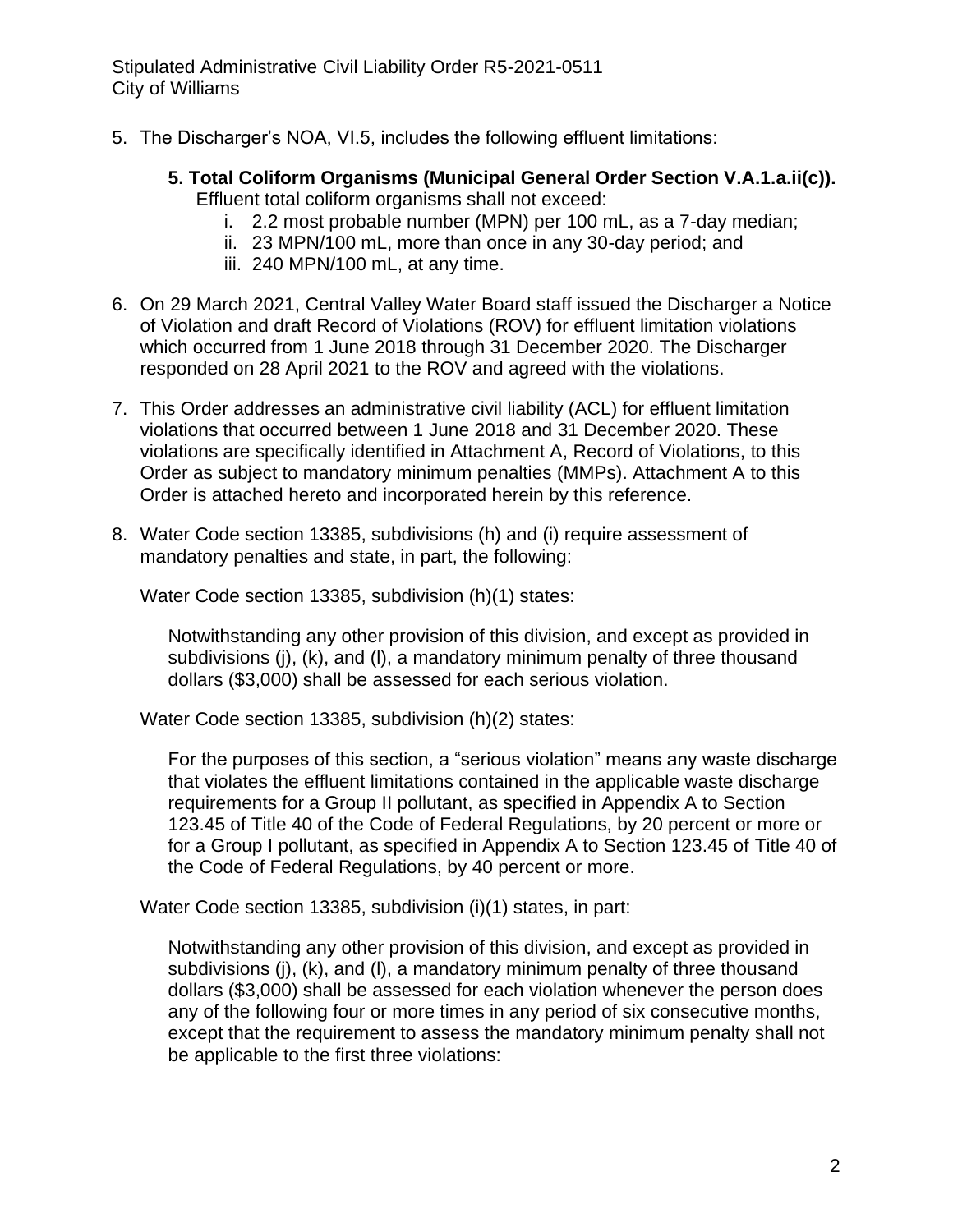5. The Discharger's NOA, VI.5, includes the following effluent limitations:

   **5. Total Coliform Organisms (Municipal General Order Section V.A.1.a.ii(c)).** Effluent total coliform organisms shall not exceed:

   i. 2.2 most probable number (MPN) per 100 mL, as a 7-day median;
   ii. 23 MPN/100 mL, more than once in any 30-day period; and
   iii. 240 MPN/100 mL, at any time.

6. On 29 March 2021, Central Valley Water Board staff issued the Discharger a Notice of Violation and draft Record of Violations (ROV) for effluent limitation violations which occurred from 1 June 2018 through 31 December 2020. The Discharger responded on 28 April 2021 to the ROV and agreed with the violations.

7. This Order addresses an administrative civil liability (ACL) for effluent limitation violations that occurred between 1 June 2018 and 31 December 2020. These violations are specifically identified in Attachment A, Record of Violations, to this Order as subject to mandatory minimum penalties (MMPs). Attachment A to this Order is attached hereto and incorporated herein by this reference.

8. Water Code section 13385, subdivisions (h) and (i) require assessment of mandatory penalties and state, in part, the following:

   Water Code section 13385, subdivision (h)(1) states:

   > Notwithstanding any other provision of this division, and except as provided in subdivisions (j), (k), and (l), a mandatory minimum penalty of three thousand dollars ($3,000) shall be assessed for each serious violation.

   Water Code section 13385, subdivision (h)(2) states:

   > For the purposes of this section, a "serious violation" means any waste discharge that violates the effluent limitations contained in the applicable waste discharge requirements for a Group II pollutant, as specified in Appendix A to Section 123.45 of Title 40 of the Code of Federal Regulations, by 20 percent or more or for a Group I pollutant, as specified in Appendix A to Section 123.45 of Title 40 of the Code of Federal Regulations, by 40 percent or more.

   Water Code section 13385, subdivision (i)(1) states, in part:

   > Notwithstanding any other provision of this division, and except as provided in subdivisions (j), (k), and (l), a mandatory minimum penalty of three thousand dollars ($3,000) shall be assessed for each violation whenever the person does any of the following four or more times in any period of six consecutive months, except that the requirement to assess the mandatory minimum penalty shall not be applicable to the first three violations: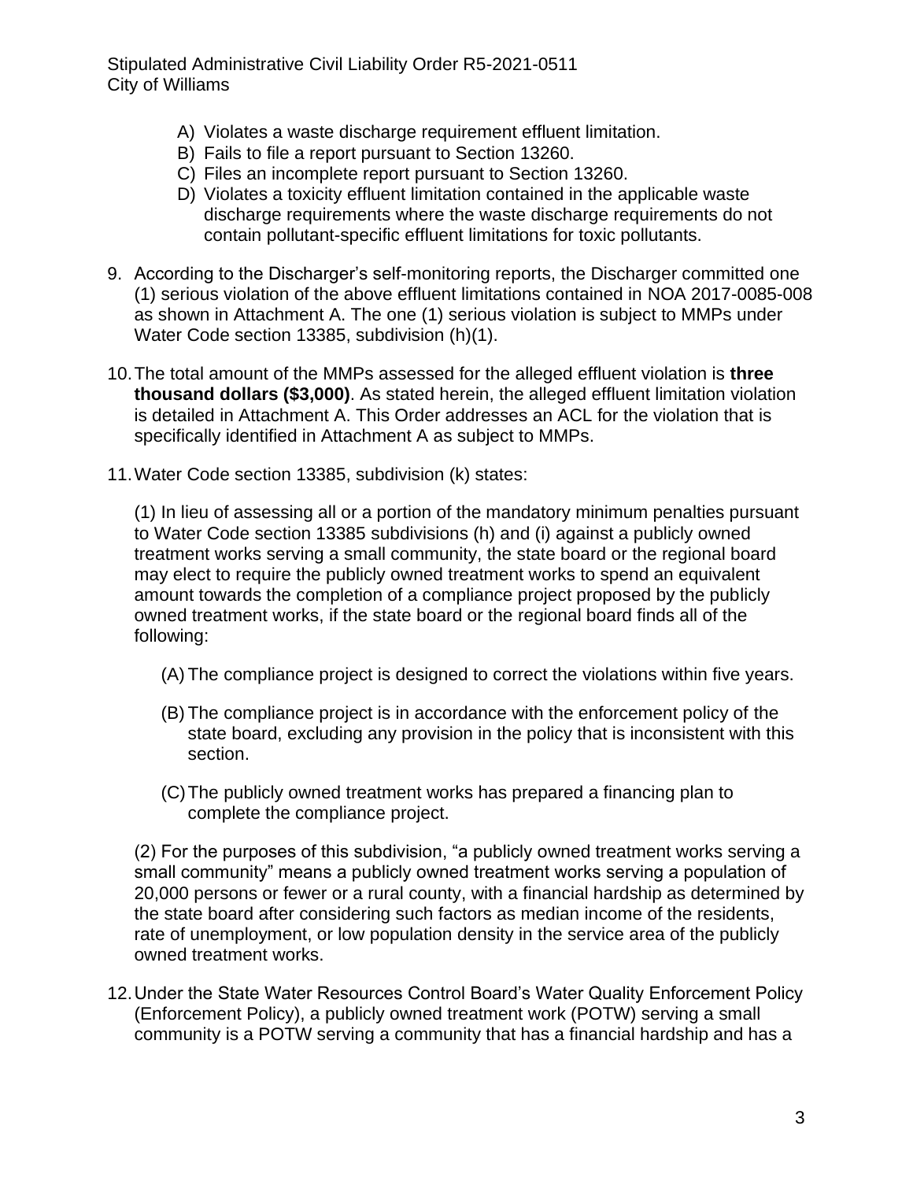A) Violates a waste discharge requirement effluent limitation.
B) Fails to file a report pursuant to Section 13260.
C) Files an incomplete report pursuant to Section 13260.
D) Violates a toxicity effluent limitation contained in the applicable waste discharge requirements where the waste discharge requirements do not contain pollutant-specific effluent limitations for toxic pollutants.

9. According to the Discharger's self-monitoring reports, the Discharger committed one (1) serious violation of the above effluent limitations contained in NOA 2017-0085-008 as shown in Attachment A. The one (1) serious violation is subject to MMPs under Water Code section 13385, subdivision (h)(1).

10. The total amount of the MMPs assessed for the alleged effluent violation is **three thousand dollars ($3,000)**. As stated herein, the alleged effluent limitation violation is detailed in Attachment A. This Order addresses an ACL for the violation that is specifically identified in Attachment A as subject to MMPs.

11. Water Code section 13385, subdivision (k) states:

    (1) In lieu of assessing all or a portion of the mandatory minimum penalties pursuant to Water Code section 13385 subdivisions (h) and (i) against a publicly owned treatment works serving a small community, the state board or the regional board may elect to require the publicly owned treatment works to spend an equivalent amount towards the completion of a compliance project proposed by the publicly owned treatment works, if the state board or the regional board finds all of the following:

    (A) The compliance project is designed to correct the violations within five years.

    (B) The compliance project is in accordance with the enforcement policy of the state board, excluding any provision in the policy that is inconsistent with this section.

    (C) The publicly owned treatment works has prepared a financing plan to complete the compliance project.

    (2) For the purposes of this subdivision, "a publicly owned treatment works serving a small community" means a publicly owned treatment works serving a population of 20,000 persons or fewer or a rural county, with a financial hardship as determined by the state board after considering such factors as median income of the residents, rate of unemployment, or low population density in the service area of the publicly owned treatment works.

12. Under the State Water Resources Control Board's Water Quality Enforcement Policy (Enforcement Policy), a publicly owned treatment work (POTW) serving a small community is a POTW serving a community that has a financial hardship and has a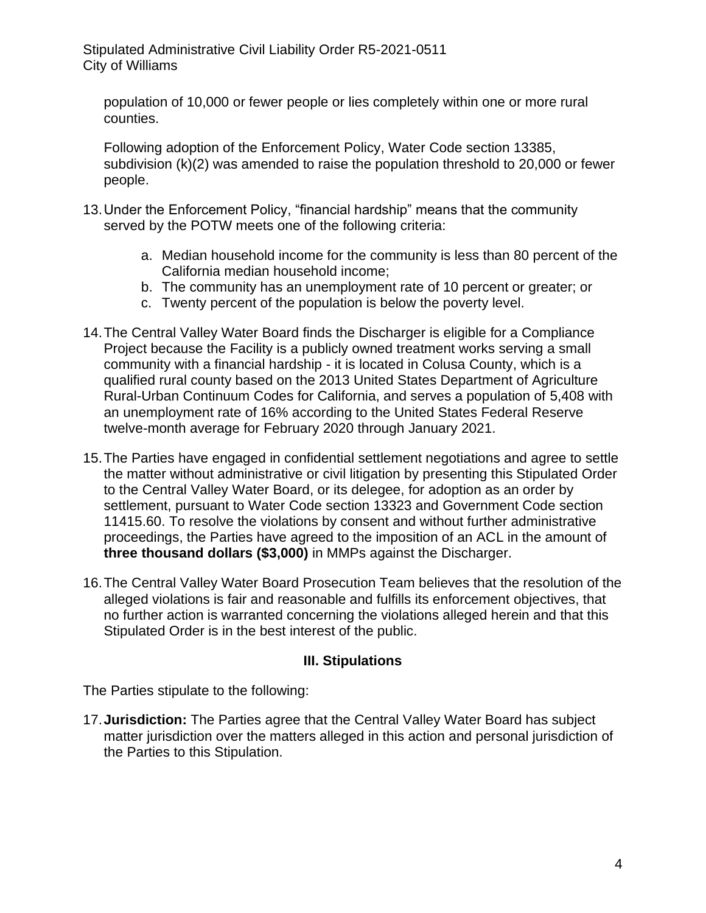population of 10,000 or fewer people or lies completely within one or more rural counties.

Following adoption of the Enforcement Policy, Water Code section 13385, subdivision (k)(2) was amended to raise the population threshold to 20,000 or fewer people.

13. Under the Enforcement Policy, "financial hardship" means that the community served by the POTW meets one of the following criteria:

    a. Median household income for the community is less than 80 percent of the California median household income;
    b. The community has an unemployment rate of 10 percent or greater; or
    c. Twenty percent of the population is below the poverty level.

14. The Central Valley Water Board finds the Discharger is eligible for a Compliance Project because the Facility is a publicly owned treatment works serving a small community with a financial hardship - it is located in Colusa County, which is a qualified rural county based on the 2013 United States Department of Agriculture Rural-Urban Continuum Codes for California, and serves a population of 5,408 with an unemployment rate of 16% according to the United States Federal Reserve twelve-month average for February 2020 through January 2021.

15. The Parties have engaged in confidential settlement negotiations and agree to settle the matter without administrative or civil litigation by presenting this Stipulated Order to the Central Valley Water Board, or its delegee, for adoption as an order by settlement, pursuant to Water Code section 13323 and Government Code section 11415.60. To resolve the violations by consent and without further administrative proceedings, the Parties have agreed to the imposition of an ACL in the amount of **three thousand dollars ($3,000)** in MMPs against the Discharger.

16. The Central Valley Water Board Prosecution Team believes that the resolution of the alleged violations is fair and reasonable and fulfills its enforcement objectives, that no further action is warranted concerning the violations alleged herein and that this Stipulated Order is in the best interest of the public.

## III. Stipulations

The Parties stipulate to the following:

17. **Jurisdiction:** The Parties agree that the Central Valley Water Board has subject matter jurisdiction over the matters alleged in this action and personal jurisdiction of the Parties to this Stipulation.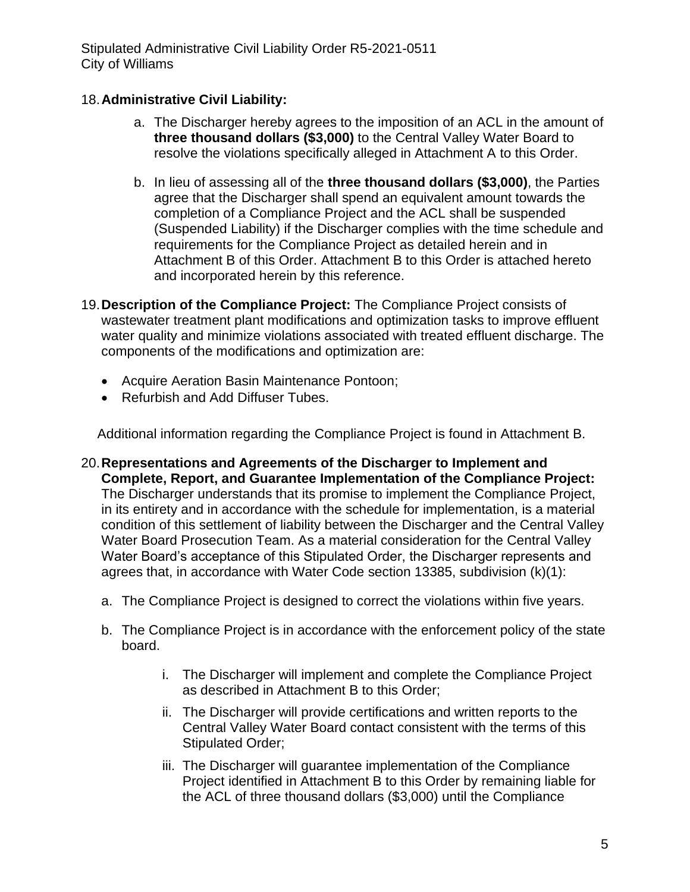18. **Administrative Civil Liability:**

    a. The Discharger hereby agrees to the imposition of an ACL in the amount of **three thousand dollars ($3,000)** to the Central Valley Water Board to resolve the violations specifically alleged in Attachment A to this Order.

    b. In lieu of assessing all of the **three thousand dollars ($3,000)**, the Parties agree that the Discharger shall spend an equivalent amount towards the completion of a Compliance Project and the ACL shall be suspended (Suspended Liability) if the Discharger complies with the time schedule and requirements for the Compliance Project as detailed herein and in Attachment B of this Order. Attachment B to this Order is attached hereto and incorporated herein by this reference.

19. **Description of the Compliance Project:** The Compliance Project consists of wastewater treatment plant modifications and optimization tasks to improve effluent water quality and minimize violations associated with treated effluent discharge. The components of the modifications and optimization are:

    - Acquire Aeration Basin Maintenance Pontoon;
    - Refurbish and Add Diffuser Tubes.

    Additional information regarding the Compliance Project is found in Attachment B.

20. **Representations and Agreements of the Discharger to Implement and Complete, Report, and Guarantee Implementation of the Compliance Project:** The Discharger understands that its promise to implement the Compliance Project, in its entirety and in accordance with the schedule for implementation, is a material condition of this settlement of liability between the Discharger and the Central Valley Water Board Prosecution Team. As a material consideration for the Central Valley Water Board's acceptance of this Stipulated Order, the Discharger represents and agrees that, in accordance with Water Code section 13385, subdivision (k)(1):

    a. The Compliance Project is designed to correct the violations within five years.

    b. The Compliance Project is in accordance with the enforcement policy of the state board.

        i. The Discharger will implement and complete the Compliance Project as described in Attachment B to this Order;

        ii. The Discharger will provide certifications and written reports to the Central Valley Water Board contact consistent with the terms of this Stipulated Order;

        iii. The Discharger will guarantee implementation of the Compliance Project identified in Attachment B to this Order by remaining liable for the ACL of three thousand dollars ($3,000) until the Compliance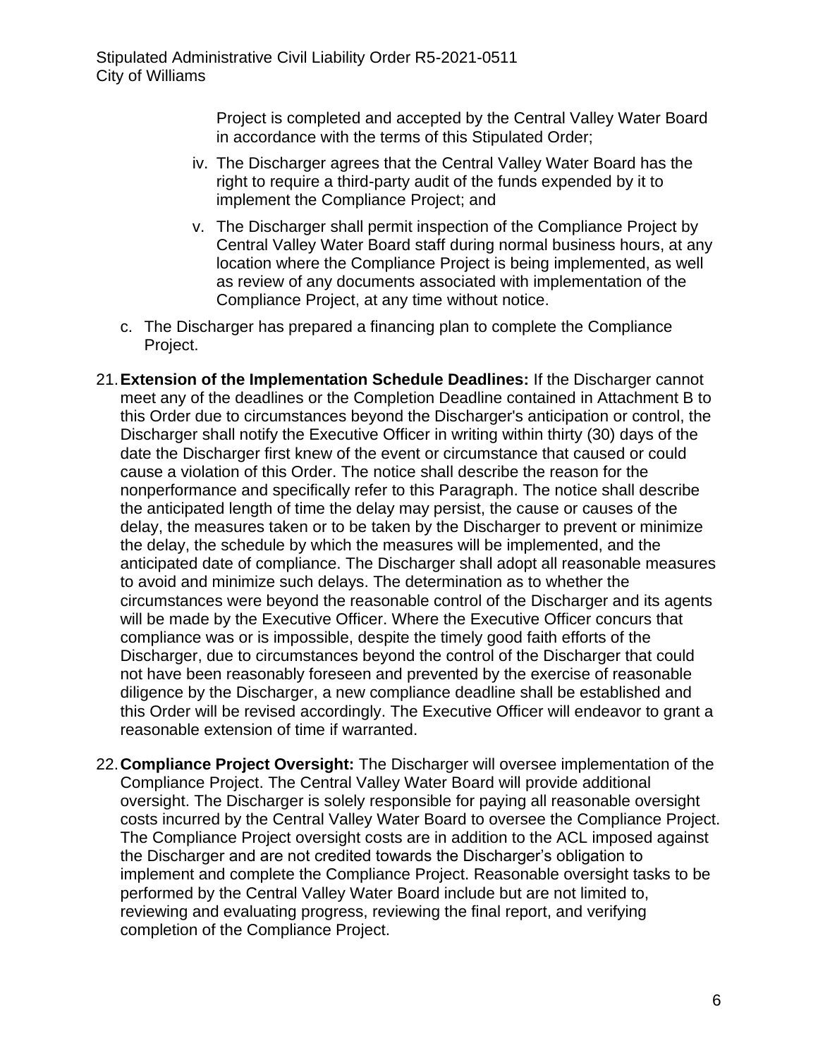Project is completed and accepted by the Central Valley Water Board in accordance with the terms of this Stipulated Order;

iv. The Discharger agrees that the Central Valley Water Board has the right to require a third-party audit of the funds expended by it to implement the Compliance Project; and

v. The Discharger shall permit inspection of the Compliance Project by Central Valley Water Board staff during normal business hours, at any location where the Compliance Project is being implemented, as well as review of any documents associated with implementation of the Compliance Project, at any time without notice.

c. The Discharger has prepared a financing plan to complete the Compliance Project.

21. **Extension of the Implementation Schedule Deadlines:** If the Discharger cannot meet any of the deadlines or the Completion Deadline contained in Attachment B to this Order due to circumstances beyond the Discharger's anticipation or control, the Discharger shall notify the Executive Officer in writing within thirty (30) days of the date the Discharger first knew of the event or circumstance that caused or could cause a violation of this Order. The notice shall describe the reason for the nonperformance and specifically refer to this Paragraph. The notice shall describe the anticipated length of time the delay may persist, the cause or causes of the delay, the measures taken or to be taken by the Discharger to prevent or minimize the delay, the schedule by which the measures will be implemented, and the anticipated date of compliance. The Discharger shall adopt all reasonable measures to avoid and minimize such delays. The determination as to whether the circumstances were beyond the reasonable control of the Discharger and its agents will be made by the Executive Officer. Where the Executive Officer concurs that compliance was or is impossible, despite the timely good faith efforts of the Discharger, due to circumstances beyond the control of the Discharger that could not have been reasonably foreseen and prevented by the exercise of reasonable diligence by the Discharger, a new compliance deadline shall be established and this Order will be revised accordingly. The Executive Officer will endeavor to grant a reasonable extension of time if warranted.

22. **Compliance Project Oversight:** The Discharger will oversee implementation of the Compliance Project. The Central Valley Water Board will provide additional oversight. The Discharger is solely responsible for paying all reasonable oversight costs incurred by the Central Valley Water Board to oversee the Compliance Project. The Compliance Project oversight costs are in addition to the ACL imposed against the Discharger and are not credited towards the Discharger's obligation to implement and complete the Compliance Project. Reasonable oversight tasks to be performed by the Central Valley Water Board include but are not limited to, reviewing and evaluating progress, reviewing the final report, and verifying completion of the Compliance Project.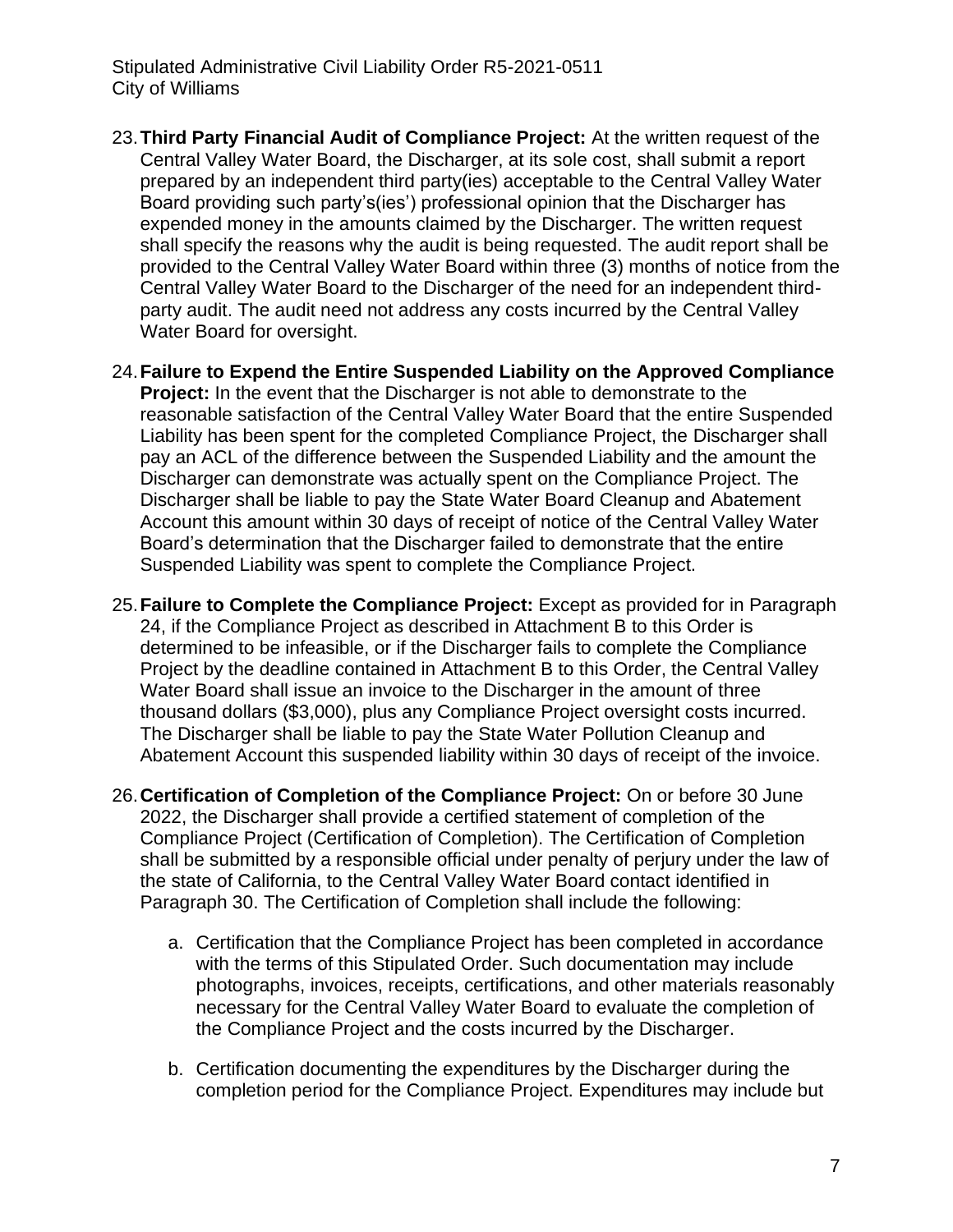23. **Third Party Financial Audit of Compliance Project:** At the written request of the Central Valley Water Board, the Discharger, at its sole cost, shall submit a report prepared by an independent third party(ies) acceptable to the Central Valley Water Board providing such party's(ies') professional opinion that the Discharger has expended money in the amounts claimed by the Discharger. The written request shall specify the reasons why the audit is being requested. The audit report shall be provided to the Central Valley Water Board within three (3) months of notice from the Central Valley Water Board to the Discharger of the need for an independent third-party audit. The audit need not address any costs incurred by the Central Valley Water Board for oversight.

24. **Failure to Expend the Entire Suspended Liability on the Approved Compliance Project:** In the event that the Discharger is not able to demonstrate to the reasonable satisfaction of the Central Valley Water Board that the entire Suspended Liability has been spent for the completed Compliance Project, the Discharger shall pay an ACL of the difference between the Suspended Liability and the amount the Discharger can demonstrate was actually spent on the Compliance Project. The Discharger shall be liable to pay the State Water Board Cleanup and Abatement Account this amount within 30 days of receipt of notice of the Central Valley Water Board's determination that the Discharger failed to demonstrate that the entire Suspended Liability was spent to complete the Compliance Project.

25. **Failure to Complete the Compliance Project:** Except as provided for in Paragraph 24, if the Compliance Project as described in Attachment B to this Order is determined to be infeasible, or if the Discharger fails to complete the Compliance Project by the deadline contained in Attachment B to this Order, the Central Valley Water Board shall issue an invoice to the Discharger in the amount of three thousand dollars ($3,000), plus any Compliance Project oversight costs incurred. The Discharger shall be liable to pay the State Water Pollution Cleanup and Abatement Account this suspended liability within 30 days of receipt of the invoice.

26. **Certification of Completion of the Compliance Project:** On or before 30 June 2022, the Discharger shall provide a certified statement of completion of the Compliance Project (Certification of Completion). The Certification of Completion shall be submitted by a responsible official under penalty of perjury under the law of the state of California, to the Central Valley Water Board contact identified in Paragraph 30. The Certification of Completion shall include the following:

    a. Certification that the Compliance Project has been completed in accordance with the terms of this Stipulated Order. Such documentation may include photographs, invoices, receipts, certifications, and other materials reasonably necessary for the Central Valley Water Board to evaluate the completion of the Compliance Project and the costs incurred by the Discharger.

    b. Certification documenting the expenditures by the Discharger during the completion period for the Compliance Project. Expenditures may include but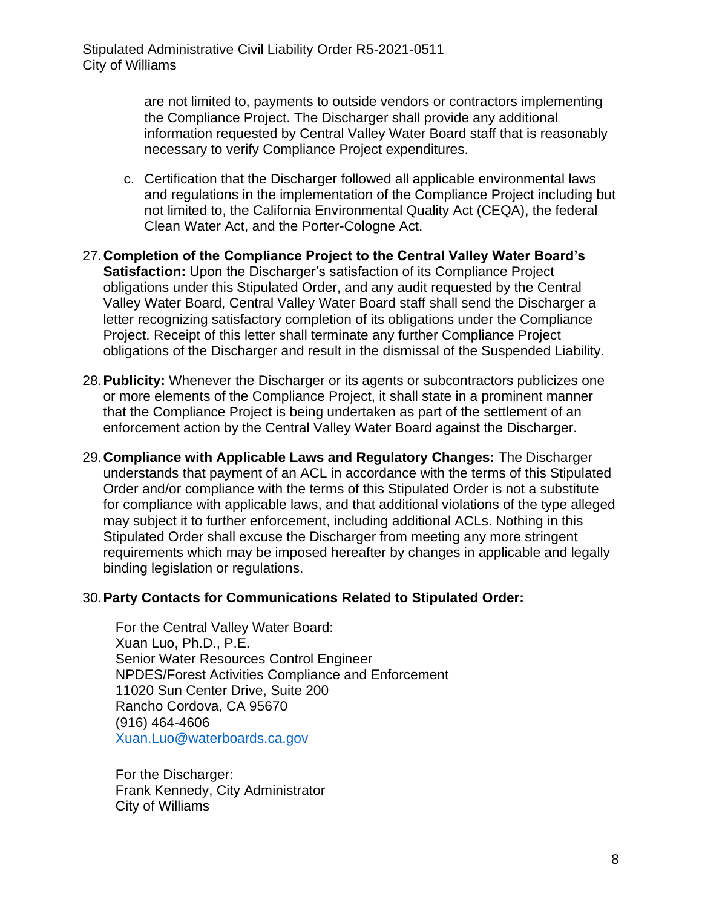are not limited to, payments to outside vendors or contractors implementing the Compliance Project. The Discharger shall provide any additional information requested by Central Valley Water Board staff that is reasonably necessary to verify Compliance Project expenditures.

c. Certification that the Discharger followed all applicable environmental laws and regulations in the implementation of the Compliance Project including but not limited to, the California Environmental Quality Act (CEQA), the federal Clean Water Act, and the Porter-Cologne Act.

27. **Completion of the Compliance Project to the Central Valley Water Board's Satisfaction:** Upon the Discharger's satisfaction of its Compliance Project obligations under this Stipulated Order, and any audit requested by the Central Valley Water Board, Central Valley Water Board staff shall send the Discharger a letter recognizing satisfactory completion of its obligations under the Compliance Project. Receipt of this letter shall terminate any further Compliance Project obligations of the Discharger and result in the dismissal of the Suspended Liability.

28. **Publicity:** Whenever the Discharger or its agents or subcontractors publicizes one or more elements of the Compliance Project, it shall state in a prominent manner that the Compliance Project is being undertaken as part of the settlement of an enforcement action by the Central Valley Water Board against the Discharger.

29. **Compliance with Applicable Laws and Regulatory Changes:** The Discharger understands that payment of an ACL in accordance with the terms of this Stipulated Order and/or compliance with the terms of this Stipulated Order is not a substitute for compliance with applicable laws, and that additional violations of the type alleged may subject it to further enforcement, including additional ACLs. Nothing in this Stipulated Order shall excuse the Discharger from meeting any more stringent requirements which may be imposed hereafter by changes in applicable and legally binding legislation or regulations.

30. **Party Contacts for Communications Related to Stipulated Order:**

For the Central Valley Water Board:
Xuan Luo, Ph.D., P.E.
Senior Water Resources Control Engineer
NPDES/Forest Activities Compliance and Enforcement
11020 Sun Center Drive, Suite 200
Rancho Cordova, CA 95670
(916) 464-4606
Xuan.Luo@waterboards.ca.gov

For the Discharger:
Frank Kennedy, City Administrator
City of Williams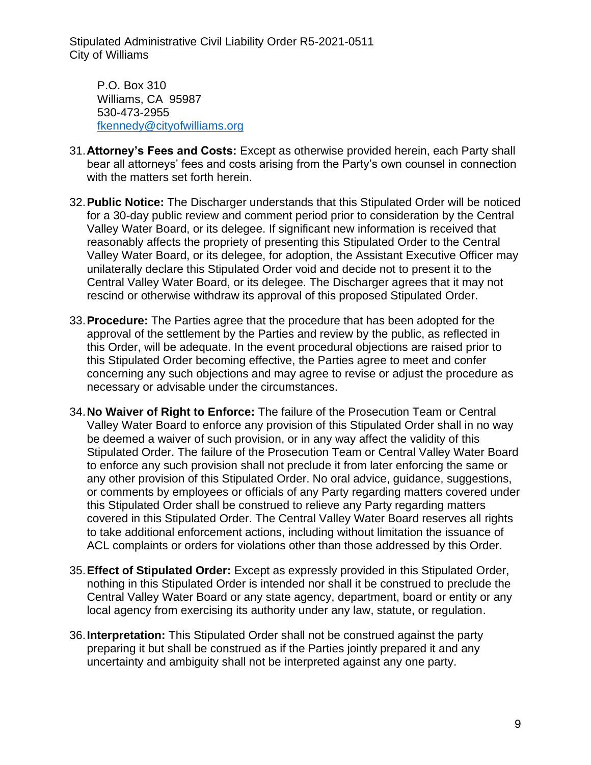P.O. Box 310
Williams, CA 95987
530-473-2955
fkennedy@cityofwilliams.org

31. **Attorney's Fees and Costs:** Except as otherwise provided herein, each Party shall bear all attorneys' fees and costs arising from the Party's own counsel in connection with the matters set forth herein.

32. **Public Notice:** The Discharger understands that this Stipulated Order will be noticed for a 30-day public review and comment period prior to consideration by the Central Valley Water Board, or its delegee. If significant new information is received that reasonably affects the propriety of presenting this Stipulated Order to the Central Valley Water Board, or its delegee, for adoption, the Assistant Executive Officer may unilaterally declare this Stipulated Order void and decide not to present it to the Central Valley Water Board, or its delegee. The Discharger agrees that it may not rescind or otherwise withdraw its approval of this proposed Stipulated Order.

33. **Procedure:** The Parties agree that the procedure that has been adopted for the approval of the settlement by the Parties and review by the public, as reflected in this Order, will be adequate. In the event procedural objections are raised prior to this Stipulated Order becoming effective, the Parties agree to meet and confer concerning any such objections and may agree to revise or adjust the procedure as necessary or advisable under the circumstances.

34. **No Waiver of Right to Enforce:** The failure of the Prosecution Team or Central Valley Water Board to enforce any provision of this Stipulated Order shall in no way be deemed a waiver of such provision, or in any way affect the validity of this Stipulated Order. The failure of the Prosecution Team or Central Valley Water Board to enforce any such provision shall not preclude it from later enforcing the same or any other provision of this Stipulated Order. No oral advice, guidance, suggestions, or comments by employees or officials of any Party regarding matters covered under this Stipulated Order shall be construed to relieve any Party regarding matters covered in this Stipulated Order. The Central Valley Water Board reserves all rights to take additional enforcement actions, including without limitation the issuance of ACL complaints or orders for violations other than those addressed by this Order.

35. **Effect of Stipulated Order:** Except as expressly provided in this Stipulated Order, nothing in this Stipulated Order is intended nor shall it be construed to preclude the Central Valley Water Board or any state agency, department, board or entity or any local agency from exercising its authority under any law, statute, or regulation.

36. **Interpretation:** This Stipulated Order shall not be construed against the party preparing it but shall be construed as if the Parties jointly prepared it and any uncertainty and ambiguity shall not be interpreted against any one party.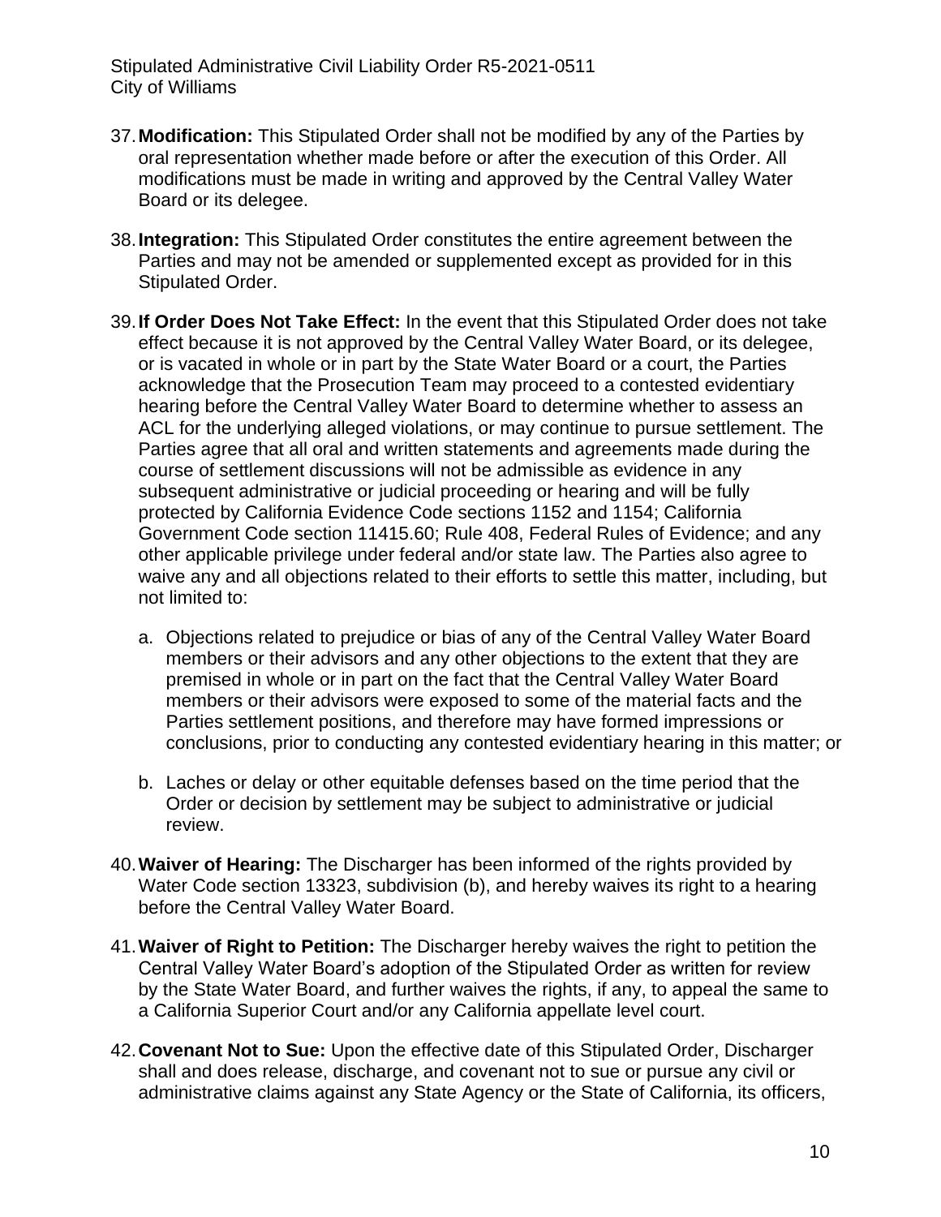37. **Modification:** This Stipulated Order shall not be modified by any of the Parties by oral representation whether made before or after the execution of this Order. All modifications must be made in writing and approved by the Central Valley Water Board or its delegee.

38. **Integration:** This Stipulated Order constitutes the entire agreement between the Parties and may not be amended or supplemented except as provided for in this Stipulated Order.

39. **If Order Does Not Take Effect:** In the event that this Stipulated Order does not take effect because it is not approved by the Central Valley Water Board, or its delegee, or is vacated in whole or in part by the State Water Board or a court, the Parties acknowledge that the Prosecution Team may proceed to a contested evidentiary hearing before the Central Valley Water Board to determine whether to assess an ACL for the underlying alleged violations, or may continue to pursue settlement. The Parties agree that all oral and written statements and agreements made during the course of settlement discussions will not be admissible as evidence in any subsequent administrative or judicial proceeding or hearing and will be fully protected by California Evidence Code sections 1152 and 1154; California Government Code section 11415.60; Rule 408, Federal Rules of Evidence; and any other applicable privilege under federal and/or state law. The Parties also agree to waive any and all objections related to their efforts to settle this matter, including, but not limited to:

    a. Objections related to prejudice or bias of any of the Central Valley Water Board members or their advisors and any other objections to the extent that they are premised in whole or in part on the fact that the Central Valley Water Board members or their advisors were exposed to some of the material facts and the Parties settlement positions, and therefore may have formed impressions or conclusions, prior to conducting any contested evidentiary hearing in this matter; or

    b. Laches or delay or other equitable defenses based on the time period that the Order or decision by settlement may be subject to administrative or judicial review.

40. **Waiver of Hearing:** The Discharger has been informed of the rights provided by Water Code section 13323, subdivision (b), and hereby waives its right to a hearing before the Central Valley Water Board.

41. **Waiver of Right to Petition:** The Discharger hereby waives the right to petition the Central Valley Water Board's adoption of the Stipulated Order as written for review by the State Water Board, and further waives the rights, if any, to appeal the same to a California Superior Court and/or any California appellate level court.

42. **Covenant Not to Sue:** Upon the effective date of this Stipulated Order, Discharger shall and does release, discharge, and covenant not to sue or pursue any civil or administrative claims against any State Agency or the State of California, its officers,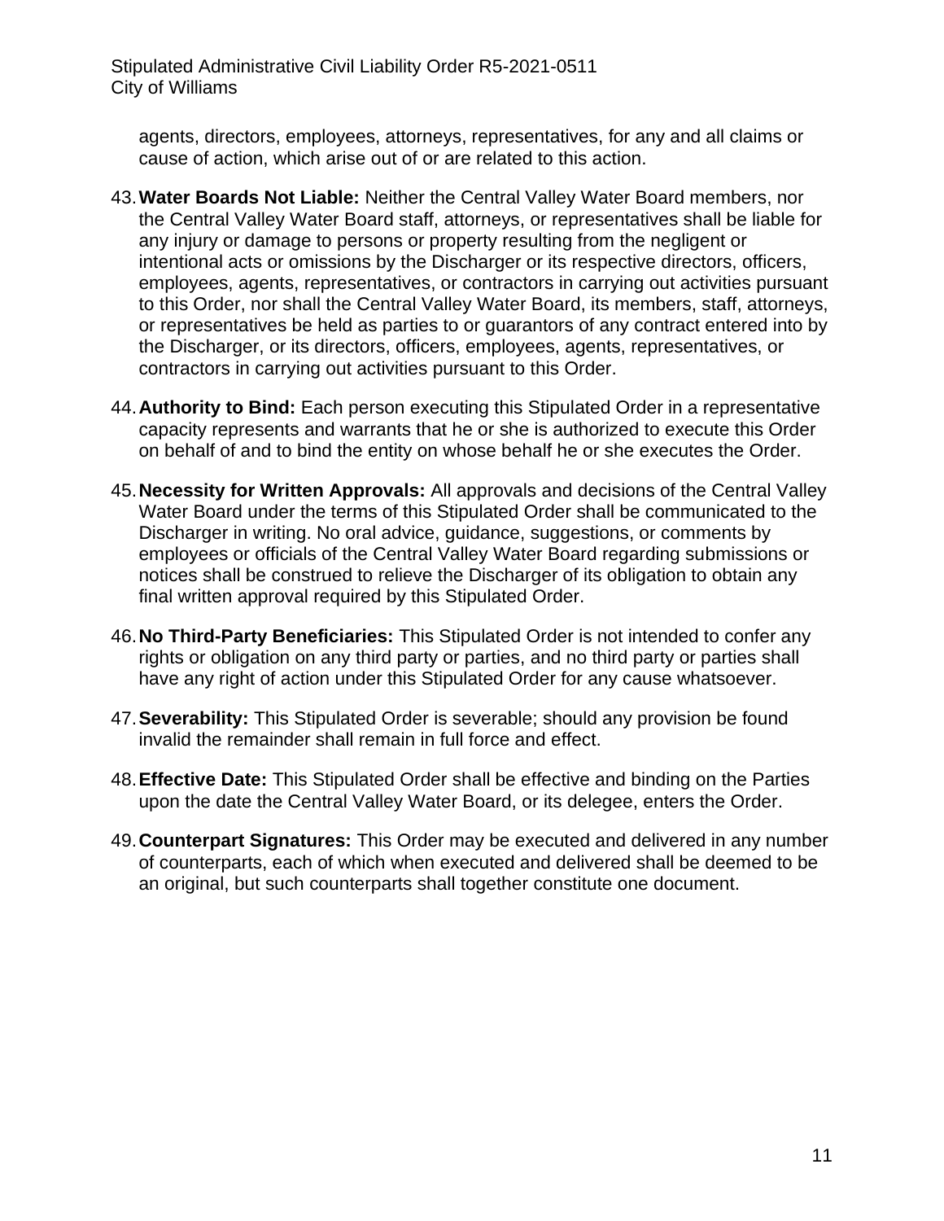agents, directors, employees, attorneys, representatives, for any and all claims or cause of action, which arise out of or are related to this action.

43. **Water Boards Not Liable:** Neither the Central Valley Water Board members, nor the Central Valley Water Board staff, attorneys, or representatives shall be liable for any injury or damage to persons or property resulting from the negligent or intentional acts or omissions by the Discharger or its respective directors, officers, employees, agents, representatives, or contractors in carrying out activities pursuant to this Order, nor shall the Central Valley Water Board, its members, staff, attorneys, or representatives be held as parties to or guarantors of any contract entered into by the Discharger, or its directors, officers, employees, agents, representatives, or contractors in carrying out activities pursuant to this Order.

44. **Authority to Bind:** Each person executing this Stipulated Order in a representative capacity represents and warrants that he or she is authorized to execute this Order on behalf of and to bind the entity on whose behalf he or she executes the Order.

45. **Necessity for Written Approvals:** All approvals and decisions of the Central Valley Water Board under the terms of this Stipulated Order shall be communicated to the Discharger in writing. No oral advice, guidance, suggestions, or comments by employees or officials of the Central Valley Water Board regarding submissions or notices shall be construed to relieve the Discharger of its obligation to obtain any final written approval required by this Stipulated Order.

46. **No Third-Party Beneficiaries:** This Stipulated Order is not intended to confer any rights or obligation on any third party or parties, and no third party or parties shall have any right of action under this Stipulated Order for any cause whatsoever.

47. **Severability:** This Stipulated Order is severable; should any provision be found invalid the remainder shall remain in full force and effect.

48. **Effective Date:** This Stipulated Order shall be effective and binding on the Parties upon the date the Central Valley Water Board, or its delegee, enters the Order.

49. **Counterpart Signatures:** This Order may be executed and delivered in any number of counterparts, each of which when executed and delivered shall be deemed to be an original, but such counterparts shall together constitute one document.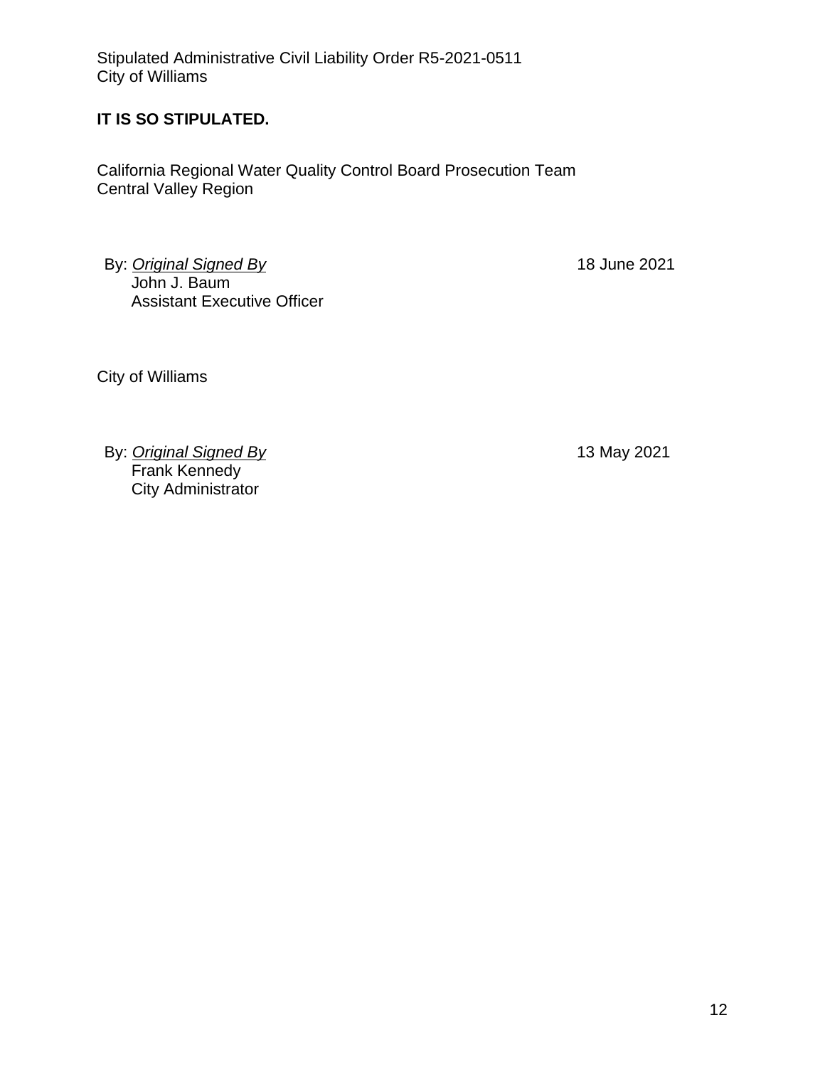**IT IS SO STIPULATED.**

California Regional Water Quality Control Board Prosecution Team
Central Valley Region

By: *Original Signed By* 18 June 2021
John J. Baum
Assistant Executive Officer

City of Williams

By: *Original Signed By* 13 May 2021
Frank Kennedy
City Administrator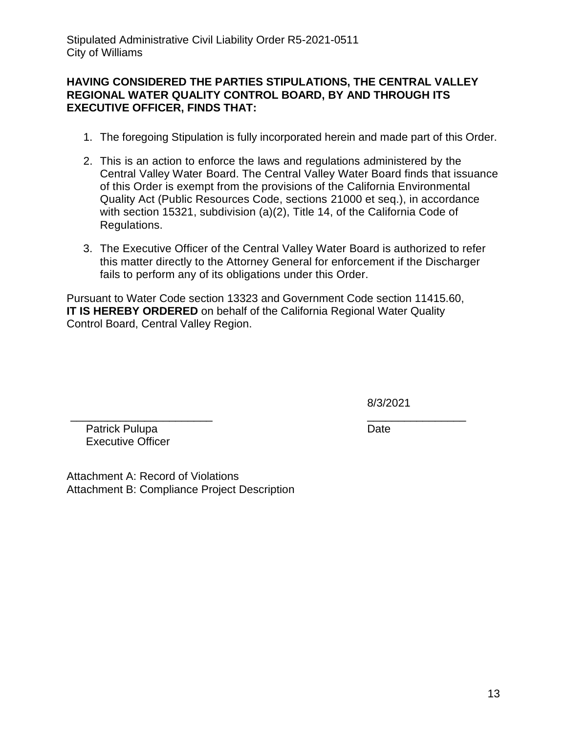**HAVING CONSIDERED THE PARTIES STIPULATIONS, THE CENTRAL VALLEY REGIONAL WATER QUALITY CONTROL BOARD, BY AND THROUGH ITS EXECUTIVE OFFICER, FINDS THAT:**

1. The foregoing Stipulation is fully incorporated herein and made part of this Order.
2. This is an action to enforce the laws and regulations administered by the Central Valley Water Board. The Central Valley Water Board finds that issuance of this Order is exempt from the provisions of the California Environmental Quality Act (Public Resources Code, sections 21000 et seq.), in accordance with section 15321, subdivision (a)(2), Title 14, of the California Code of Regulations.
3. The Executive Officer of the Central Valley Water Board is authorized to refer this matter directly to the Attorney General for enforcement if the Discharger fails to perform any of its obligations under this Order.

Pursuant to Water Code section 13323 and Government Code section 11415.60, **IT IS HEREBY ORDERED** on behalf of the California Regional Water Quality Control Board, Central Valley Region.

\_\_\_\_\_\_\_\_\_\_\_\_\_\_\_\_\_\_\_\_\_\_\_\_ 8/3/2021

Patrick Pulupa Date
Executive Officer

Attachment A: Record of Violations
Attachment B: Compliance Project Description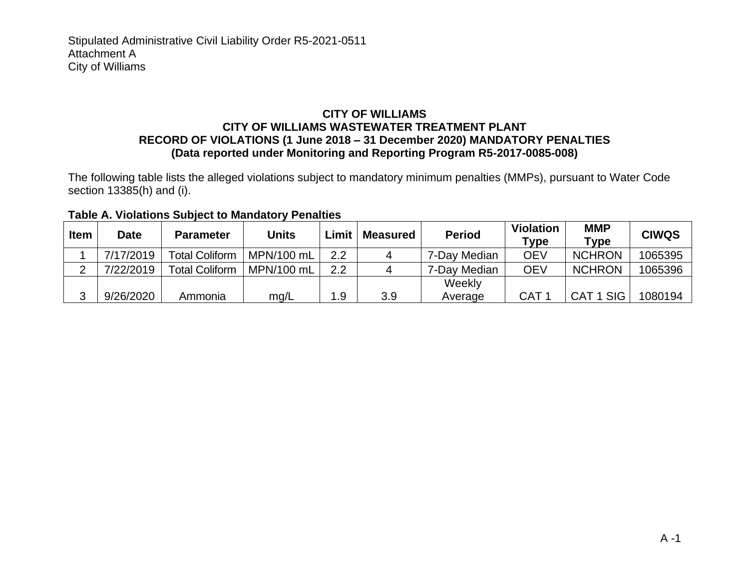Stipulated Administrative Civil Liability Order R5-2021-0511
Attachment A
City of Williams

**CITY OF WILLIAMS**
**CITY OF WILLIAMS WASTEWATER TREATMENT PLANT**
**RECORD OF VIOLATIONS (1 June 2018 – 31 December 2020) MANDATORY PENALTIES**
**(Data reported under Monitoring and Reporting Program R5-2017-0085-008)**

The following table lists the alleged violations subject to mandatory minimum penalties (MMPs), pursuant to Water Code section 13385(h) and (i).

**Table A. Violations Subject to Mandatory Penalties**

| Item | Date | Parameter | Units | Limit | Measured | Period | Violation Type | MMP Type | CIWQS |
|---|---|---|---|---|---|---|---|---|---|
| 1 | 7/17/2019 | Total Coliform | MPN/100 mL | 2.2 | 4 | 7-Day Median | OEV | NCHRON | 1065395 |
| 2 | 7/22/2019 | Total Coliform | MPN/100 mL | 2.2 | 4 | 7-Day Median | OEV | NCHRON | 1065396 |
| 3 | 9/26/2020 | Ammonia | mg/L | 1.9 | 3.9 | Weekly Average | CAT 1 | CAT 1 SIG | 1080194 |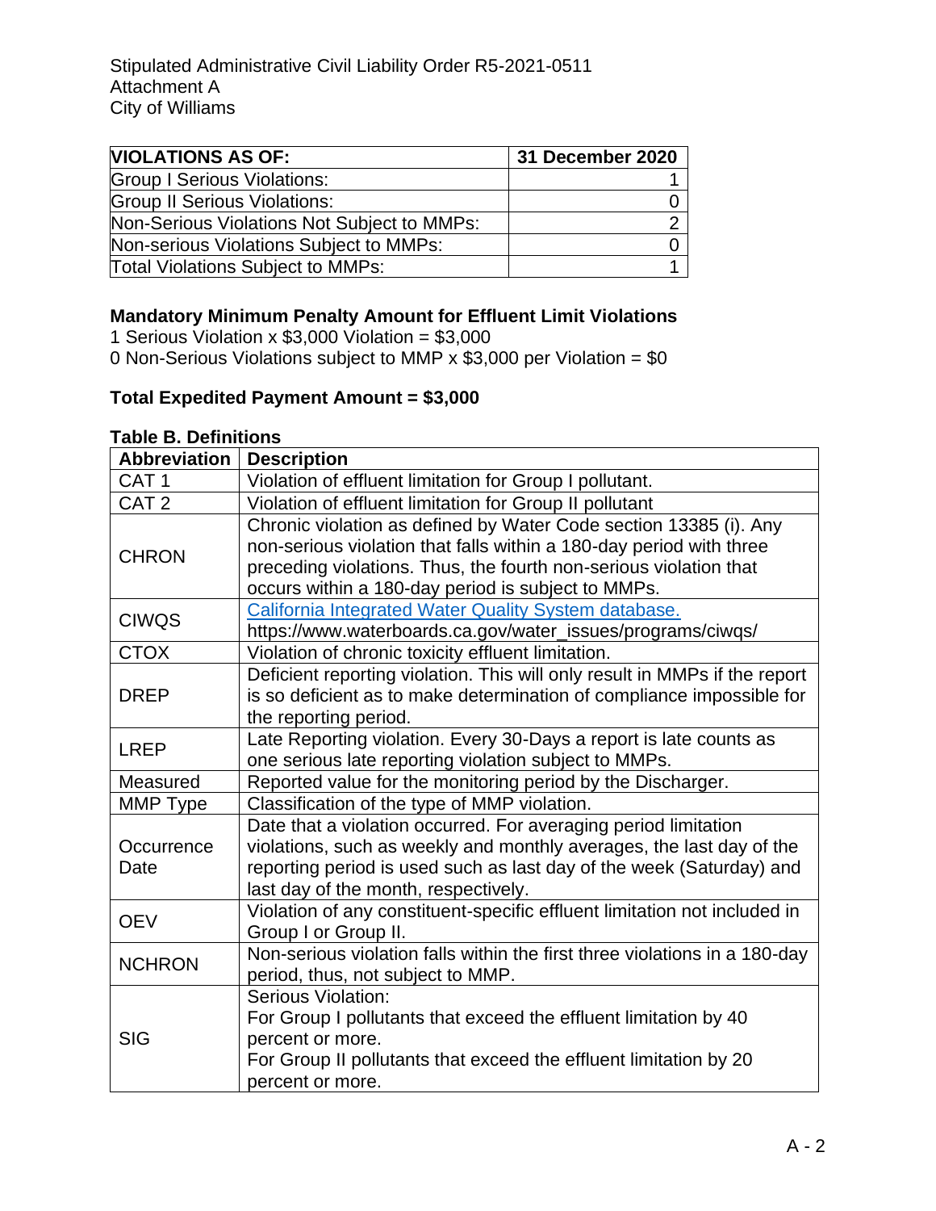Stipulated Administrative Civil Liability Order R5-2021-0511
Attachment A
City of Williams

| VIOLATIONS AS OF: | 31 December 2020 |
| --- | --- |
| Group I Serious Violations: | 1 |
| Group II Serious Violations: | 0 |
| Non-Serious Violations Not Subject to MMPs: | 2 |
| Non-serious Violations Subject to MMPs: | 0 |
| Total Violations Subject to MMPs: | 1 |

**Mandatory Minimum Penalty Amount for Effluent Limit Violations**

1 Serious Violation x $3,000 Violation = $3,000
0 Non-Serious Violations subject to MMP x $3,000 per Violation = $0

**Total Expedited Payment Amount = $3,000**

**Table B. Definitions**

| Abbreviation | Description |
| --- | --- |
| CAT 1 | Violation of effluent limitation for Group I pollutant. |
| CAT 2 | Violation of effluent limitation for Group II pollutant |
| CHRON | Chronic violation as defined by Water Code section 13385 (i). Any non-serious violation that falls within a 180-day period with three preceding violations. Thus, the fourth non-serious violation that occurs within a 180-day period is subject to MMPs. |
| CIWQS | [California Integrated Water Quality System database.](https://www.waterboards.ca.gov/water_issues/programs/ciwqs/) https://www.waterboards.ca.gov/water_issues/programs/ciwqs/ |
| CTOX | Violation of chronic toxicity effluent limitation. |
| DREP | Deficient reporting violation. This will only result in MMPs if the report is so deficient as to make determination of compliance impossible for the reporting period. |
| LREP | Late Reporting violation. Every 30-Days a report is late counts as one serious late reporting violation subject to MMPs. |
| Measured | Reported value for the monitoring period by the Discharger. |
| MMP Type | Classification of the type of MMP violation. |
| Occurrence Date | Date that a violation occurred. For averaging period limitation violations, such as weekly and monthly averages, the last day of the reporting period is used such as last day of the week (Saturday) and last day of the month, respectively. |
| OEV | Violation of any constituent-specific effluent limitation not included in Group I or Group II. |
| NCHRON | Non-serious violation falls within the first three violations in a 180-day period, thus, not subject to MMP. |
| SIG | Serious Violation:<br>For Group I pollutants that exceed the effluent limitation by 40 percent or more.<br>For Group II pollutants that exceed the effluent limitation by 20 percent or more. |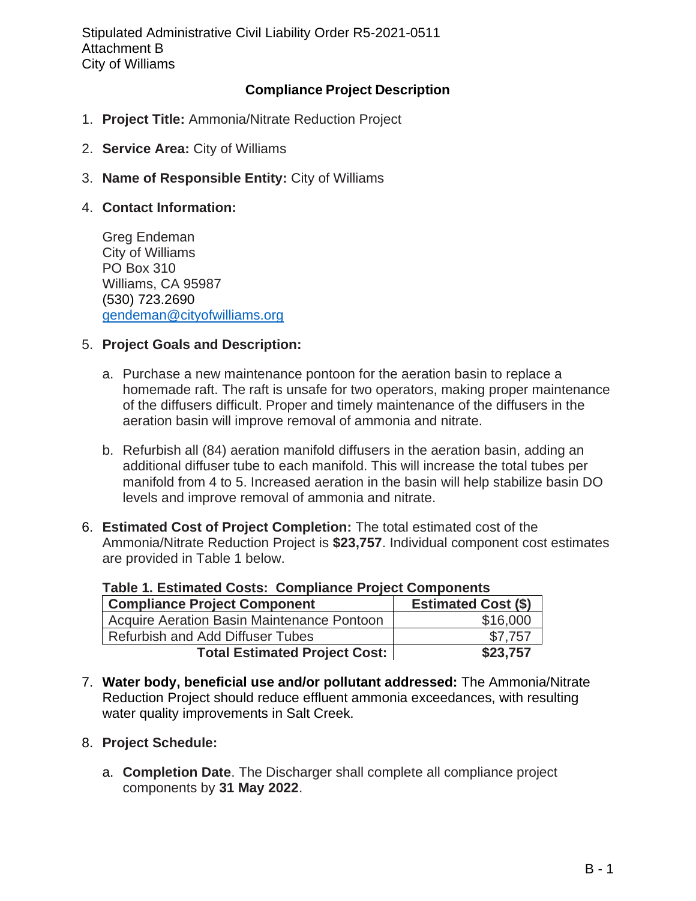Stipulated Administrative Civil Liability Order R5-2021-0511
Attachment B
City of Williams

## Compliance Project Description

1. **Project Title:** Ammonia/Nitrate Reduction Project

2. **Service Area:** City of Williams

3. **Name of Responsible Entity:** City of Williams

4. **Contact Information:**

   Greg Endeman
   City of Williams
   PO Box 310
   Williams, CA 95987
   (530) 723.2690
   gendeman@cityofwilliams.org

5. **Project Goals and Description:**

   a. Purchase a new maintenance pontoon for the aeration basin to replace a homemade raft. The raft is unsafe for two operators, making proper maintenance of the diffusers difficult. Proper and timely maintenance of the diffusers in the aeration basin will improve removal of ammonia and nitrate.

   b. Refurbish all (84) aeration manifold diffusers in the aeration basin, adding an additional diffuser tube to each manifold. This will increase the total tubes per manifold from 4 to 5. Increased aeration in the basin will help stabilize basin DO levels and improve removal of ammonia and nitrate.

6. **Estimated Cost of Project Completion:** The total estimated cost of the Ammonia/Nitrate Reduction Project is **$23,757**. Individual component cost estimates are provided in Table 1 below.

**Table 1. Estimated Costs: Compliance Project Components**

| Compliance Project Component | Estimated Cost ($) |
|---|---|
| Acquire Aeration Basin Maintenance Pontoon | $16,000 |
| Refurbish and Add Diffuser Tubes | $7,757 |
| **Total Estimated Project Cost:** | **$23,757** |

7. **Water body, beneficial use and/or pollutant addressed:** The Ammonia/Nitrate Reduction Project should reduce effluent ammonia exceedances, with resulting water quality improvements in Salt Creek.

8. **Project Schedule:**

   a. **Completion Date**. The Discharger shall complete all compliance project components by **31 May 2022**.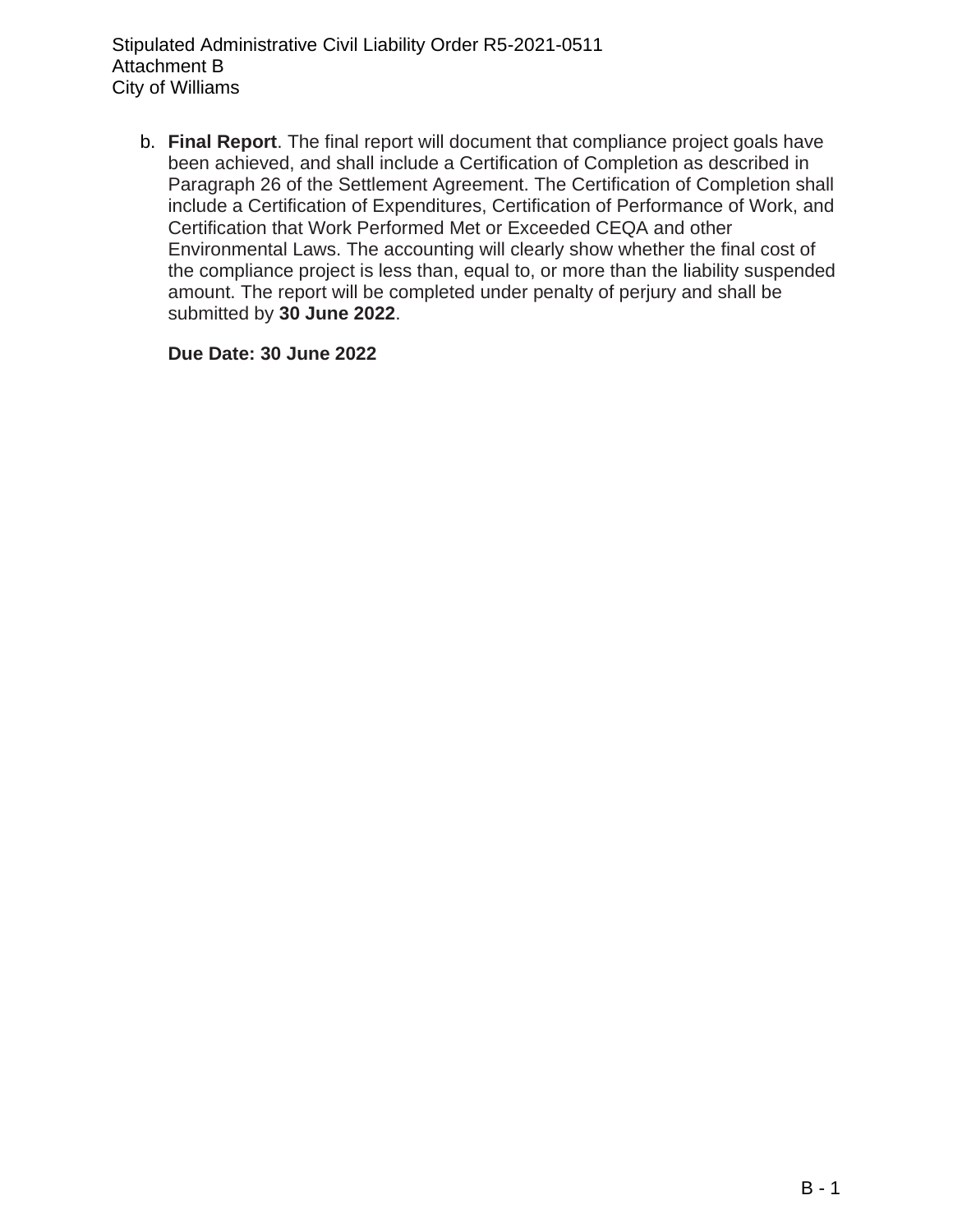b. **Final Report**. The final report will document that compliance project goals have been achieved, and shall include a Certification of Completion as described in Paragraph 26 of the Settlement Agreement. The Certification of Completion shall include a Certification of Expenditures, Certification of Performance of Work, and Certification that Work Performed Met or Exceeded CEQA and other Environmental Laws. The accounting will clearly show whether the final cost of the compliance project is less than, equal to, or more than the liability suspended amount. The report will be completed under penalty of perjury and shall be submitted by **30 June 2022**.

   **Due Date: 30 June 2022**